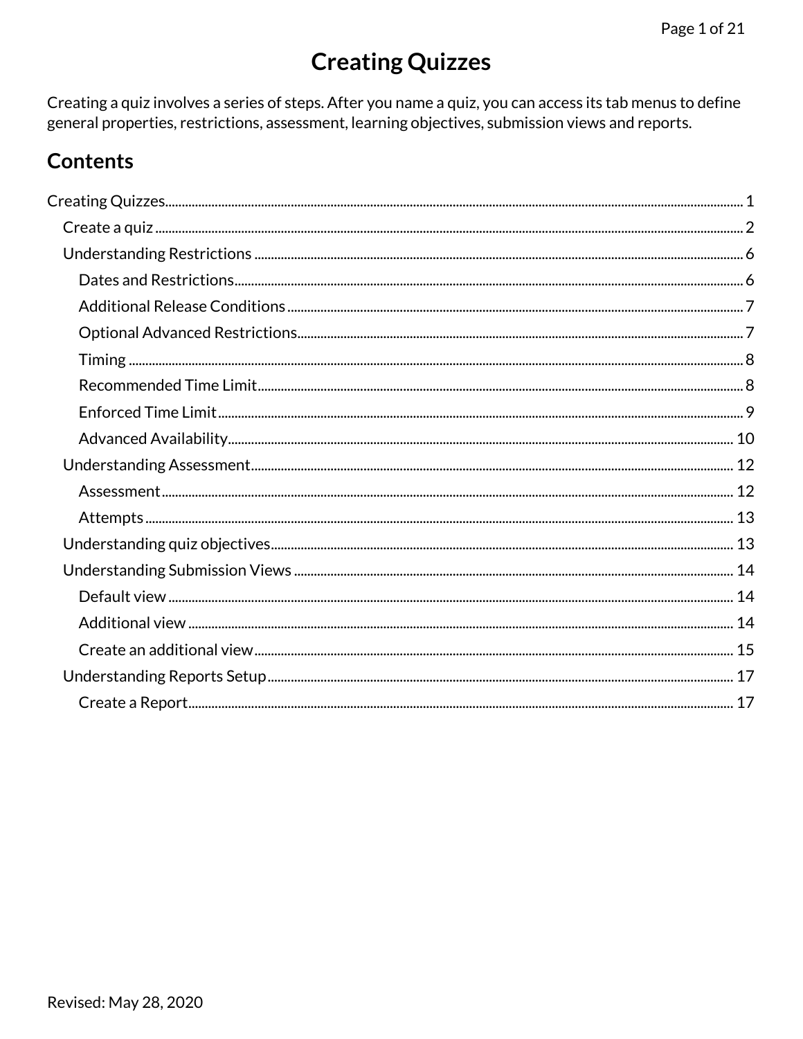# Creating Quizzes

Creating a quiz involves a series of steps. After you name a quiz, you can access its tab menus to define general properties, restrictions, assessment, learning objectives, submission views and reports.

## Contents

- Creating Quizzes ... 1
  - Create a quiz ... 2
  - Understanding Restrictions ... 6
    - Dates and Restrictions ... 6
    - Additional Release Conditions ... 7
    - Optional Advanced Restrictions ... 7
    - Timing ... 8
    - Recommended Time Limit ... 8
    - Enforced Time Limit ... 9
    - Advanced Availability ... 10
  - Understanding Assessment ... 12
    - Assessment ... 12
    - Attempts ... 13
  - Understanding quiz objectives ... 13
  - Understanding Submission Views ... 14
    - Default view ... 14
    - Additional view ... 14
    - Create an additional view ... 15
  - Understanding Reports Setup ... 17
    - Create a Report ... 17

Revised: May 28, 2020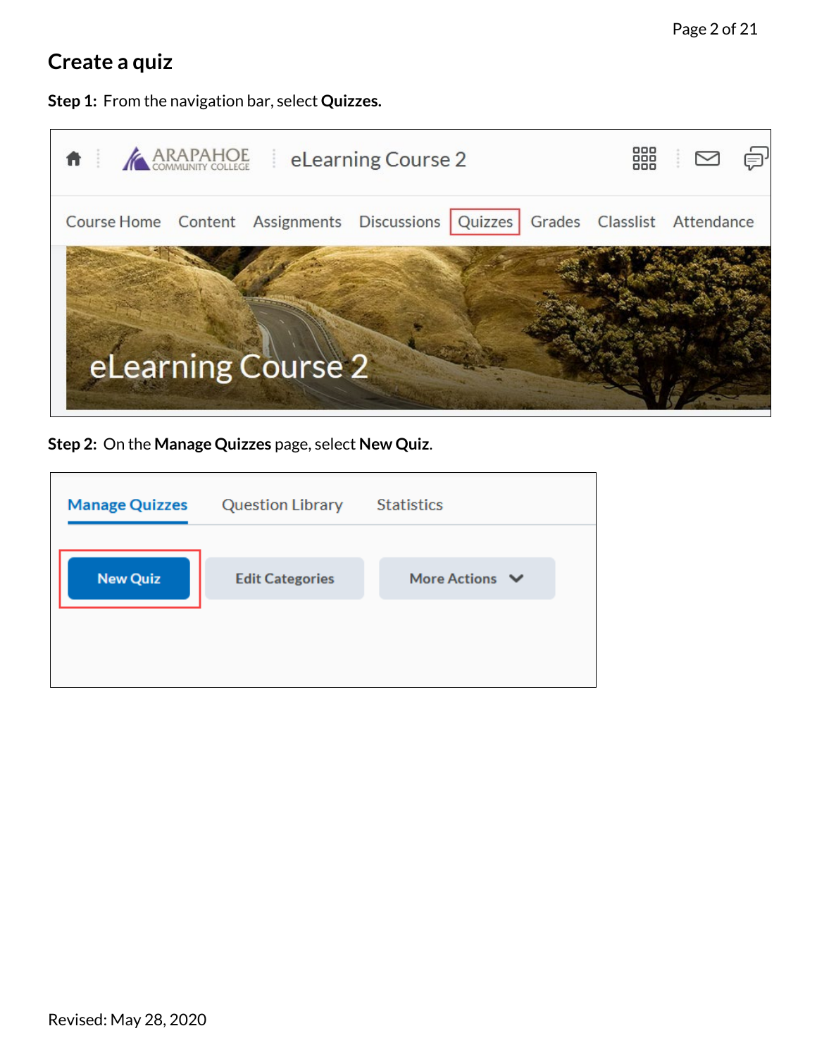## Create a quiz

**Step 1:** From the navigation bar, select **Quizzes.**

**Step 2:** On the **Manage Quizzes** page, select **New Quiz**.

Revised: May 28, 2020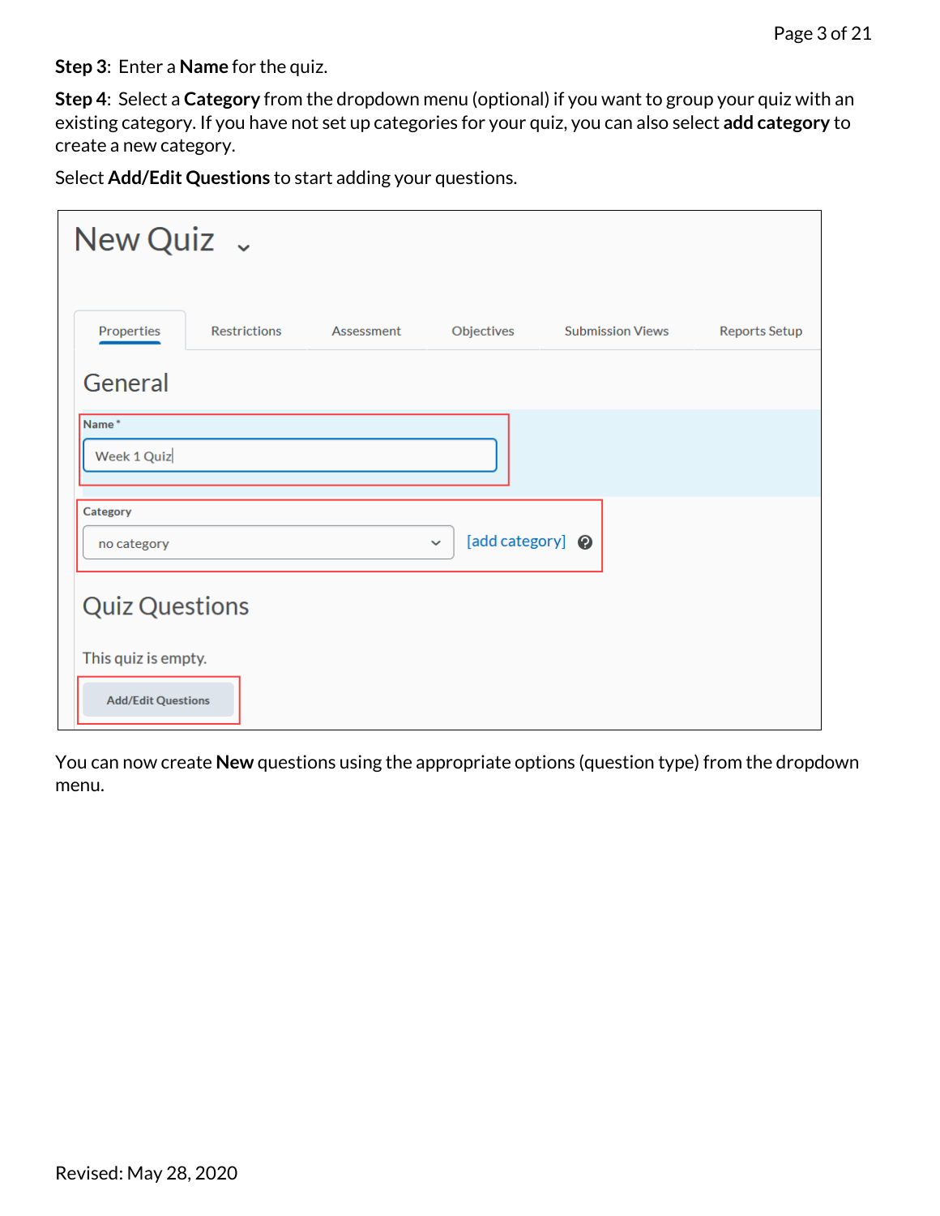**Step 3**: Enter a **Name** for the quiz.

**Step 4**: Select a **Category** from the dropdown menu (optional) if you want to group your quiz with an existing category. If you have not set up categories for your quiz, you can also select **add category** to create a new category.

Select **Add/Edit Questions** to start adding your questions.

You can now create **New** questions using the appropriate options (question type) from the dropdown menu.

Revised: May 28, 2020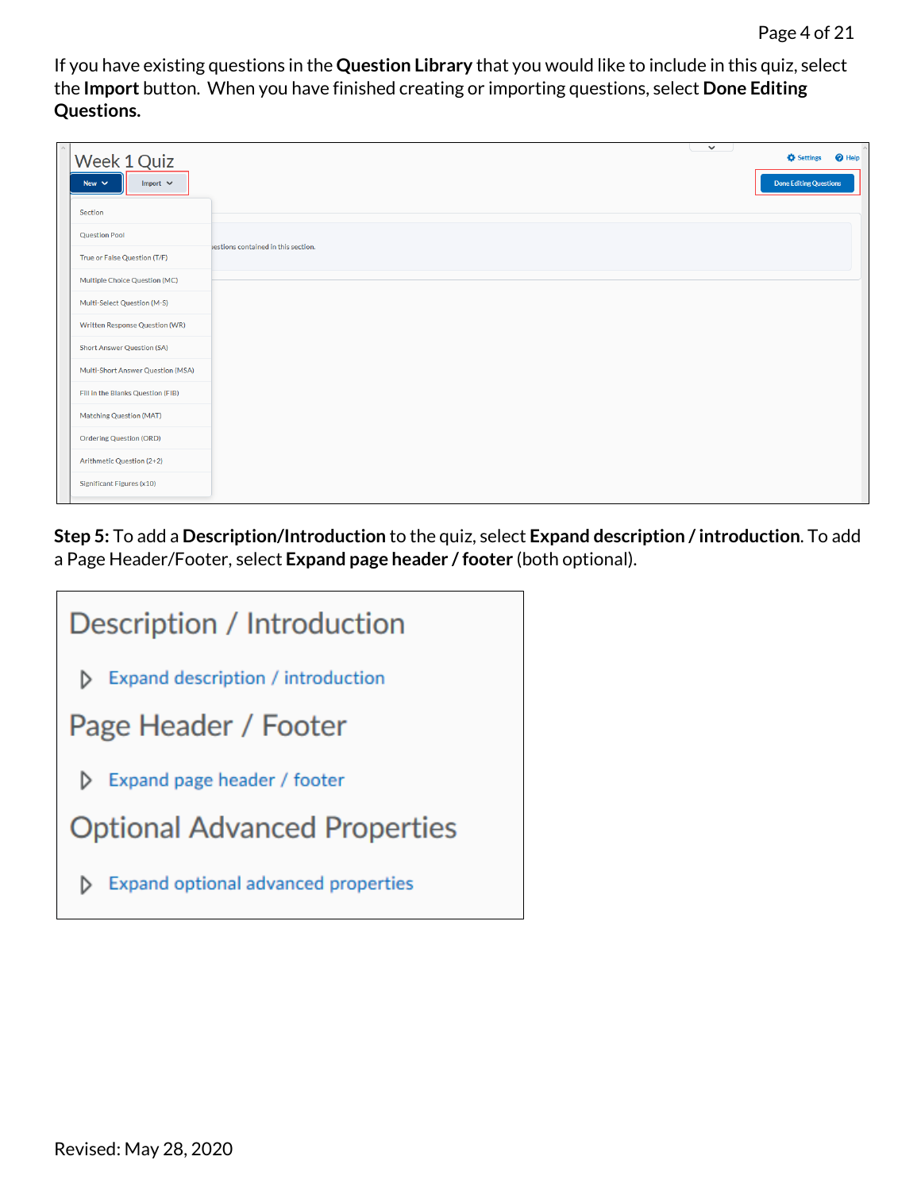If you have existing questions in the **Question Library** that you would like to include in this quiz, select the **Import** button. When you have finished creating or importing questions, select **Done Editing Questions.**

**Step 5:** To add a **Description/Introduction** to the quiz, select **Expand description / introduction**. To add a Page Header/Footer, select **Expand page header / footer** (both optional).

Revised: May 28, 2020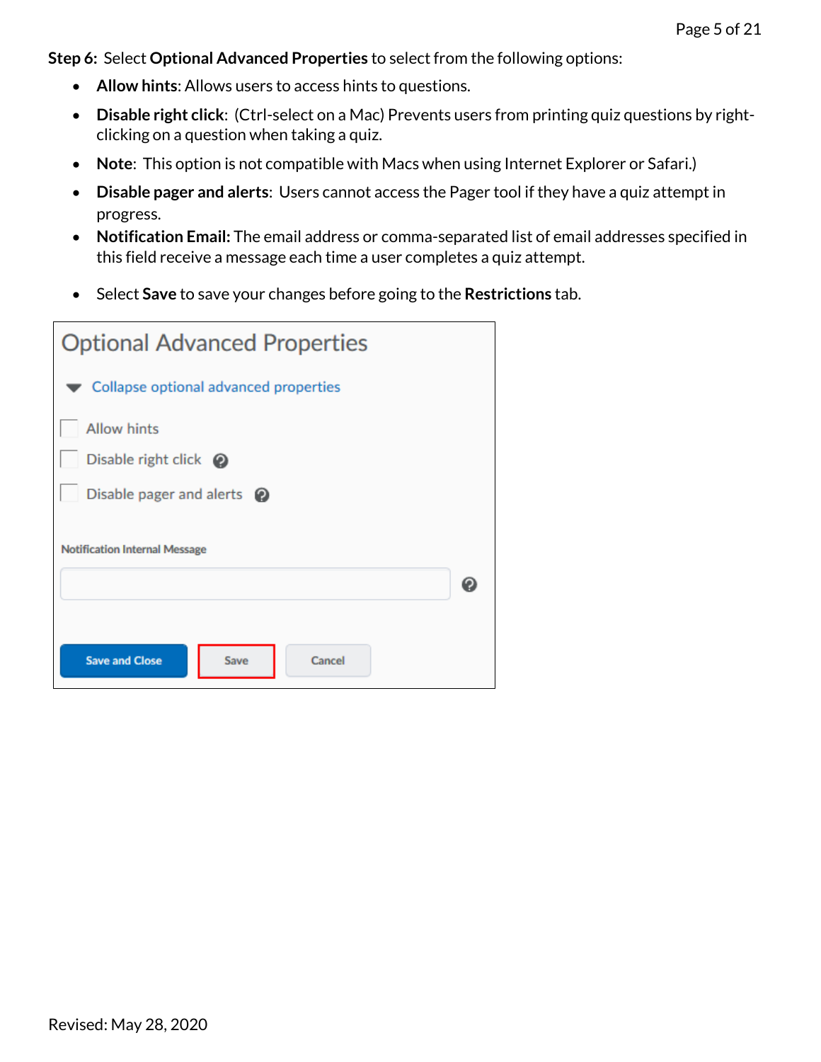**Step 6:** Select **Optional Advanced Properties** to select from the following options:

- **Allow hints**: Allows users to access hints to questions.
- **Disable right click**: (Ctrl-select on a Mac) Prevents users from printing quiz questions by right-clicking on a question when taking a quiz.
- **Note**: This option is not compatible with Macs when using Internet Explorer or Safari.)
- **Disable pager and alerts**: Users cannot access the Pager tool if they have a quiz attempt in progress.
- **Notification Email:** The email address or comma-separated list of email addresses specified in this field receive a message each time a user completes a quiz attempt.
- Select **Save** to save your changes before going to the **Restrictions** tab.

Optional Advanced Properties

Collapse optional advanced properties

- [ ] Allow hints
- [ ] Disable right click
- [ ] Disable pager and alerts

Notification Internal Message

Save and Close | Save | Cancel

Revised: May 28, 2020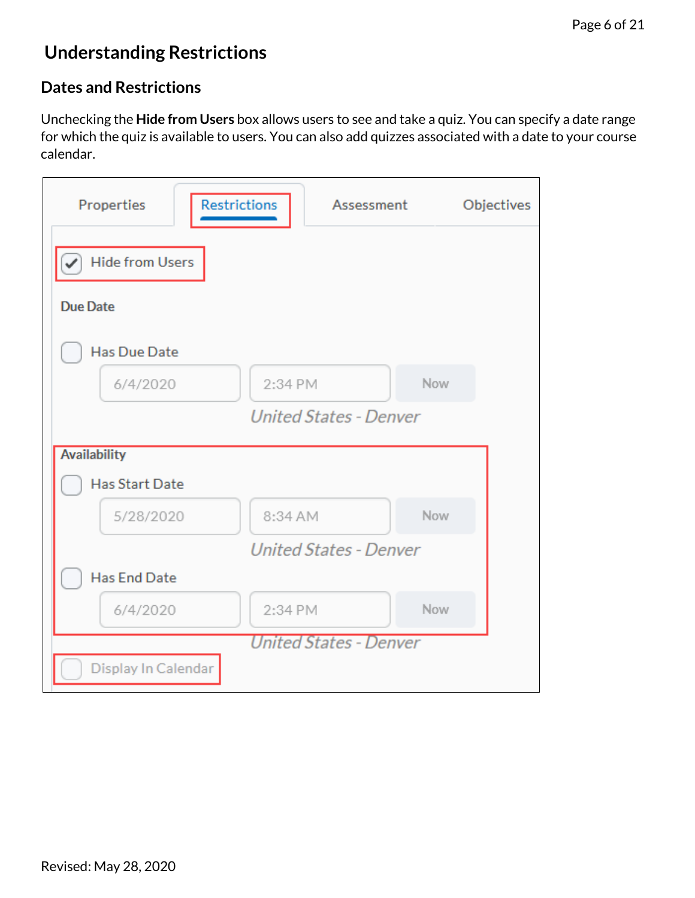# Understanding Restrictions

## Dates and Restrictions

Unchecking the **Hide from Users** box allows users to see and take a quiz. You can specify a date range for which the quiz is available to users. You can also add quizzes associated with a date to your course calendar.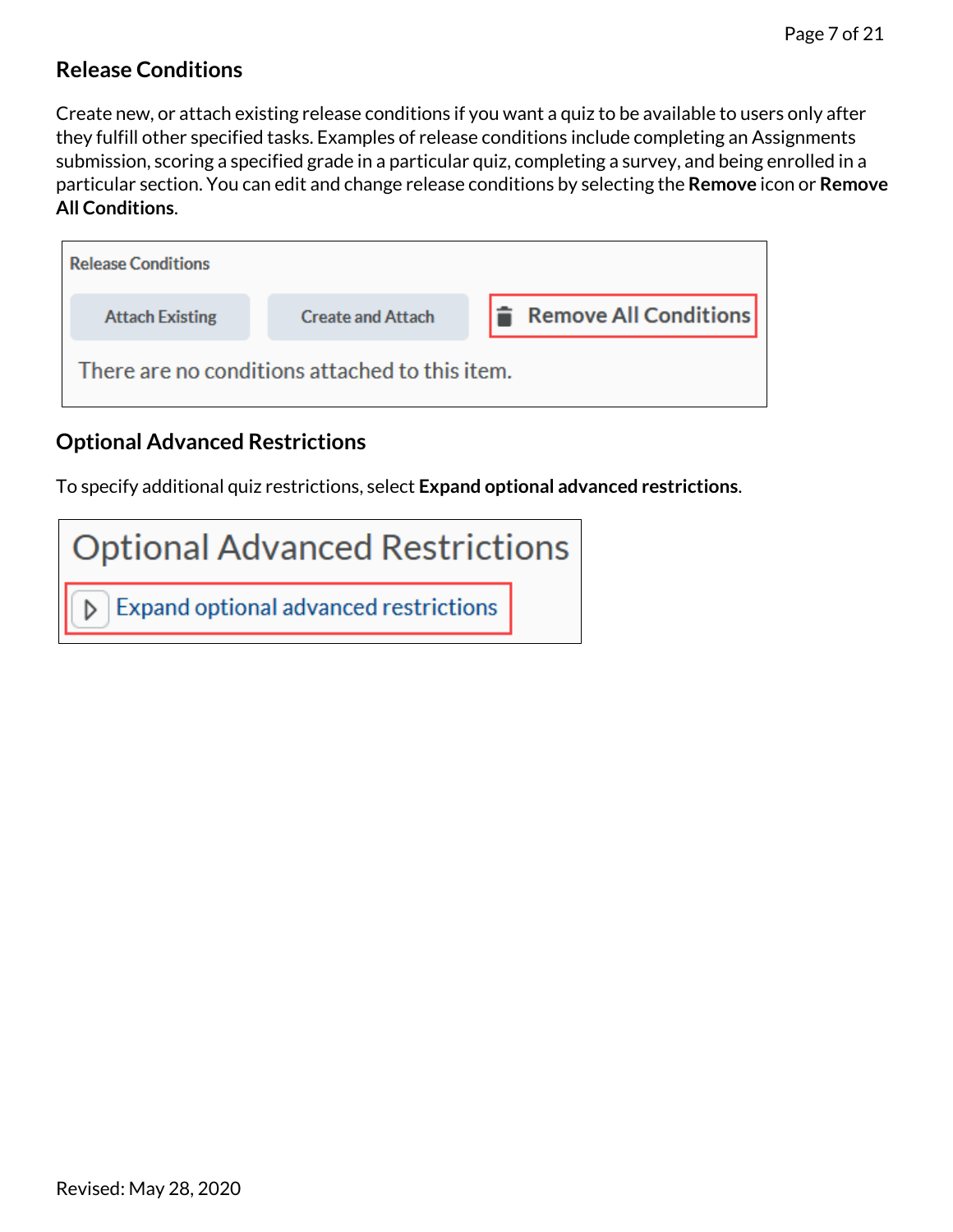## Release Conditions

Create new, or attach existing release conditions if you want a quiz to be available to users only after they fulfill other specified tasks. Examples of release conditions include completing an Assignments submission, scoring a specified grade in a particular quiz, completing a survey, and being enrolled in a particular section. You can edit and change release conditions by selecting the **Remove** icon or **Remove All Conditions**.

Release Conditions

Attach Existing | Create and Attach | Remove All Conditions

There are no conditions attached to this item.

## Optional Advanced Restrictions

To specify additional quiz restrictions, select **Expand optional advanced restrictions**.

Optional Advanced Restrictions

Expand optional advanced restrictions

Revised: May 28, 2020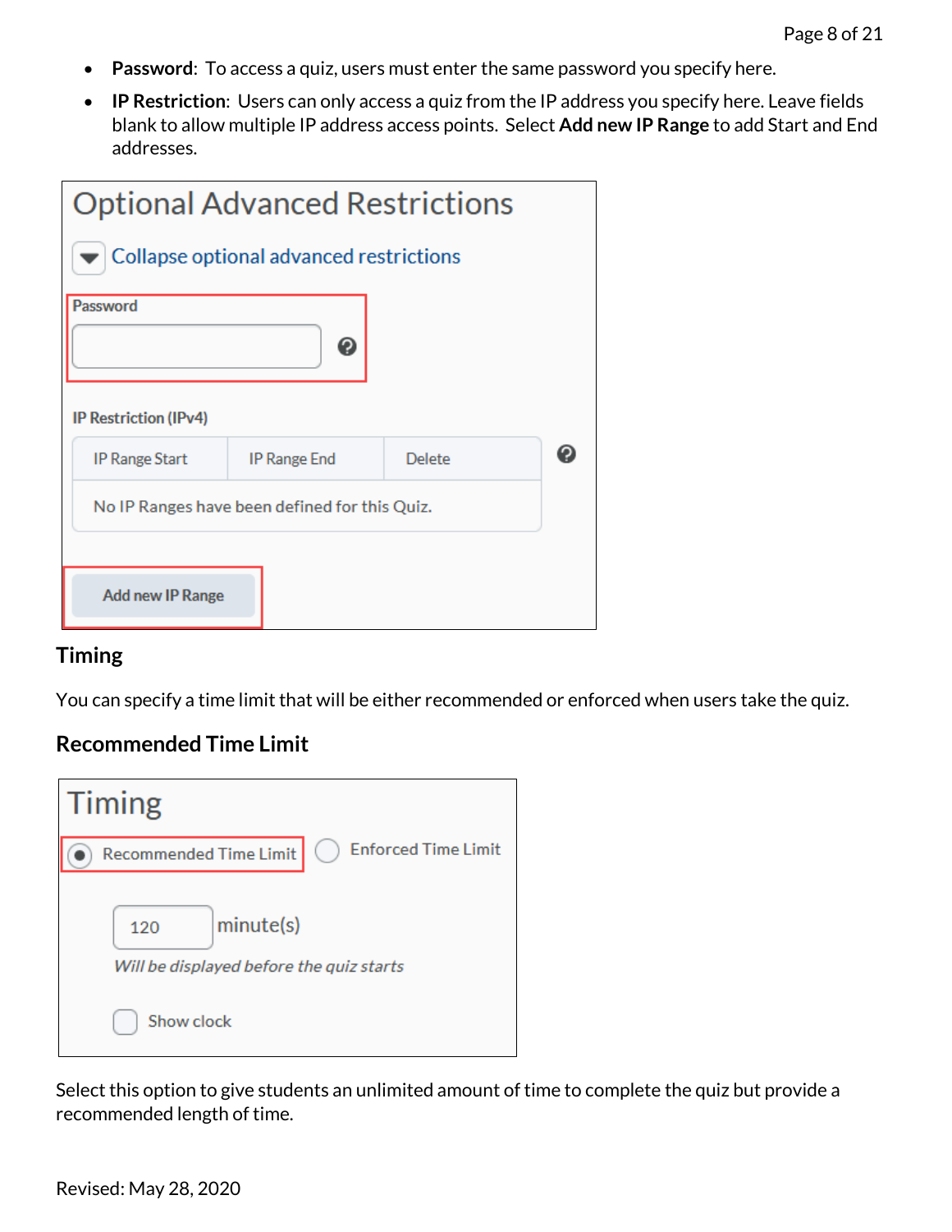- **Password**: To access a quiz, users must enter the same password you specify here.
- **IP Restriction**: Users can only access a quiz from the IP address you specify here. Leave fields blank to allow multiple IP address access points. Select **Add new IP Range** to add Start and End addresses.

Optional Advanced Restrictions

Collapse optional advanced restrictions

Password

IP Restriction (IPv4)

| IP Range Start | IP Range End | Delete |
| --- | --- | --- |
| No IP Ranges have been defined for this Quiz. | | |

Add new IP Range

## Timing

You can specify a time limit that will be either recommended or enforced when users take the quiz.

### Recommended Time Limit

Timing

Recommended Time Limit    Enforced Time Limit

120 minute(s)

*Will be displayed before the quiz starts*

Show clock

Select this option to give students an unlimited amount of time to complete the quiz but provide a recommended length of time.

Revised: May 28, 2020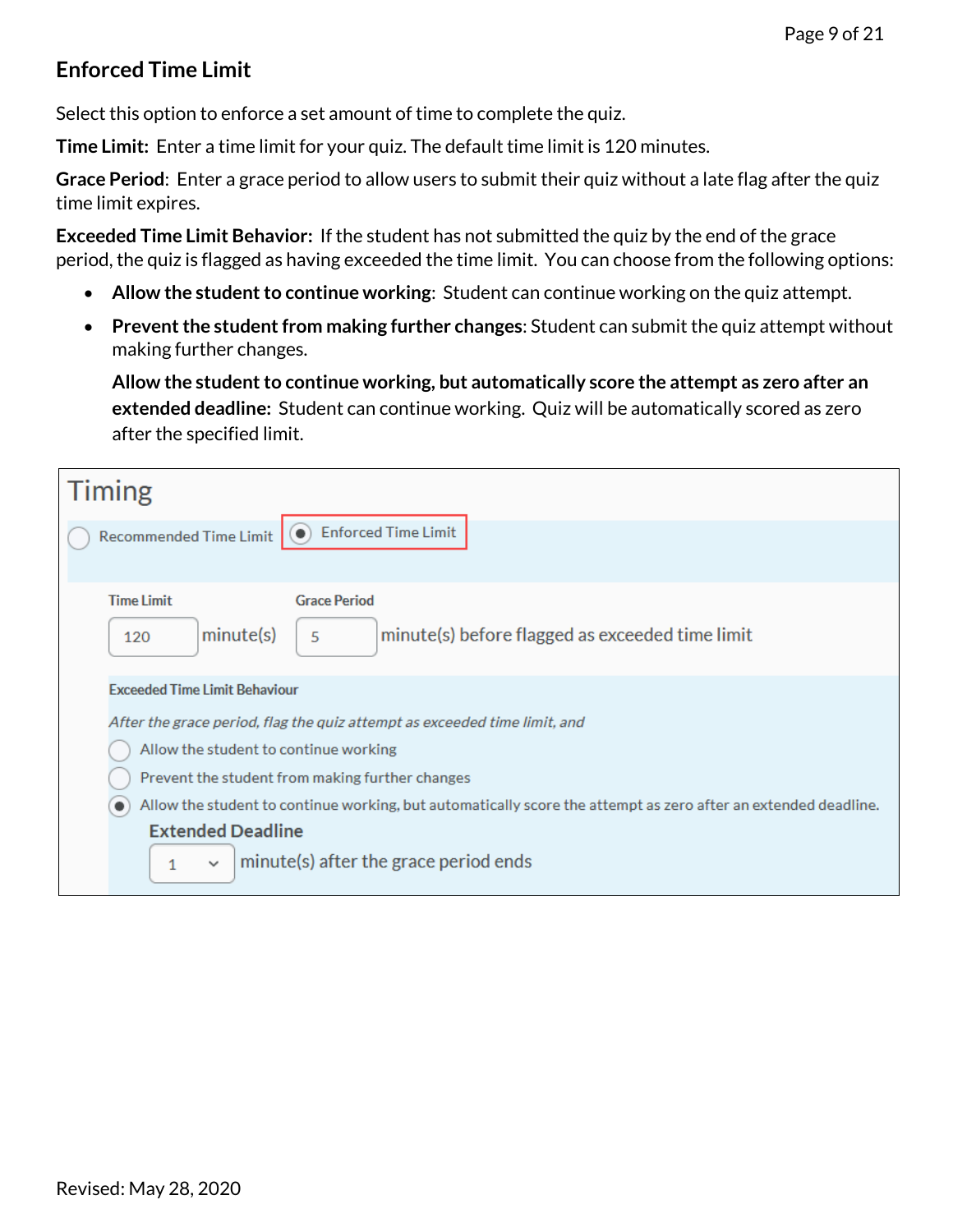### Enforced Time Limit

Select this option to enforce a set amount of time to complete the quiz.

**Time Limit:** Enter a time limit for your quiz. The default time limit is 120 minutes.

**Grace Period**: Enter a grace period to allow users to submit their quiz without a late flag after the quiz time limit expires.

**Exceeded Time Limit Behavior:** If the student has not submitted the quiz by the end of the grace period, the quiz is flagged as having exceeded the time limit. You can choose from the following options:

- **Allow the student to continue working**: Student can continue working on the quiz attempt.
- **Prevent the student from making further changes**: Student can submit the quiz attempt without making further changes.

  **Allow the student to continue working, but automatically score the attempt as zero after an extended deadline:** Student can continue working. Quiz will be automatically scored as zero after the specified limit.

Timing

Recommended Time Limit | Enforced Time Limit

Time Limit: 120 minute(s)

Grace Period: 5 minute(s) before flagged as exceeded time limit

Exceeded Time Limit Behaviour

*After the grace period, flag the quiz attempt as exceeded time limit, and*

- Allow the student to continue working
- Prevent the student from making further changes
- Allow the student to continue working, but automatically score the attempt as zero after an extended deadline.

Extended Deadline

1 minute(s) after the grace period ends

Revised: May 28, 2020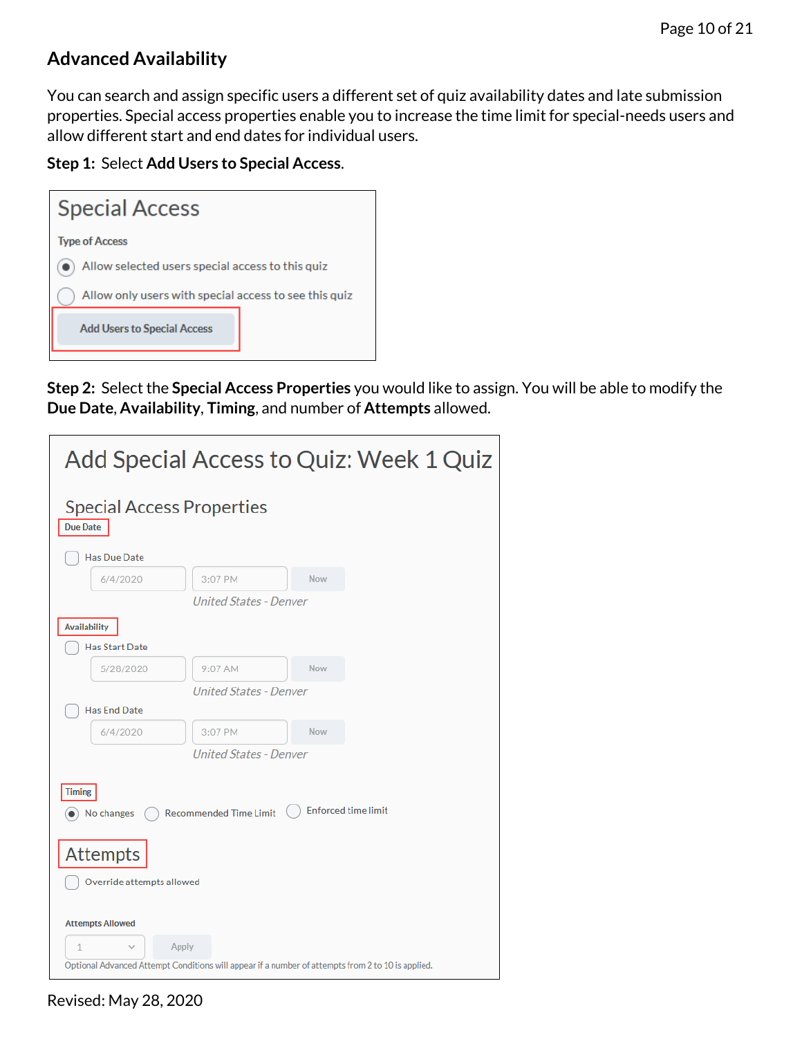## Advanced Availability

You can search and assign specific users a different set of quiz availability dates and late submission properties. Special access properties enable you to increase the time limit for special-needs users and allow different start and end dates for individual users.

**Step 1:** Select **Add Users to Special Access**.

Special Access

Type of Access

- Allow selected users special access to this quiz
- Allow only users with special access to see this quiz

Add Users to Special Access

**Step 2:** Select the **Special Access Properties** you would like to assign. You will be able to modify the **Due Date**, **Availability**, **Timing**, and number of **Attempts** allowed.

Add Special Access to Quiz: Week 1 Quiz

Special Access Properties

Due Date

Has Due Date  
6/4/2020 3:07 PM Now  
*United States - Denver*

Availability

Has Start Date  
5/28/2020 9:07 AM Now  
*United States - Denver*

Has End Date  
6/4/2020 3:07 PM Now  
*United States - Denver*

Timing

No changes Recommended Time Limit Enforced time limit

Attempts

Override attempts allowed

Attempts Allowed  
1 Apply  
Optional Advanced Attempt Conditions will appear if a number of attempts from 2 to 10 is applied.

Revised: May 28, 2020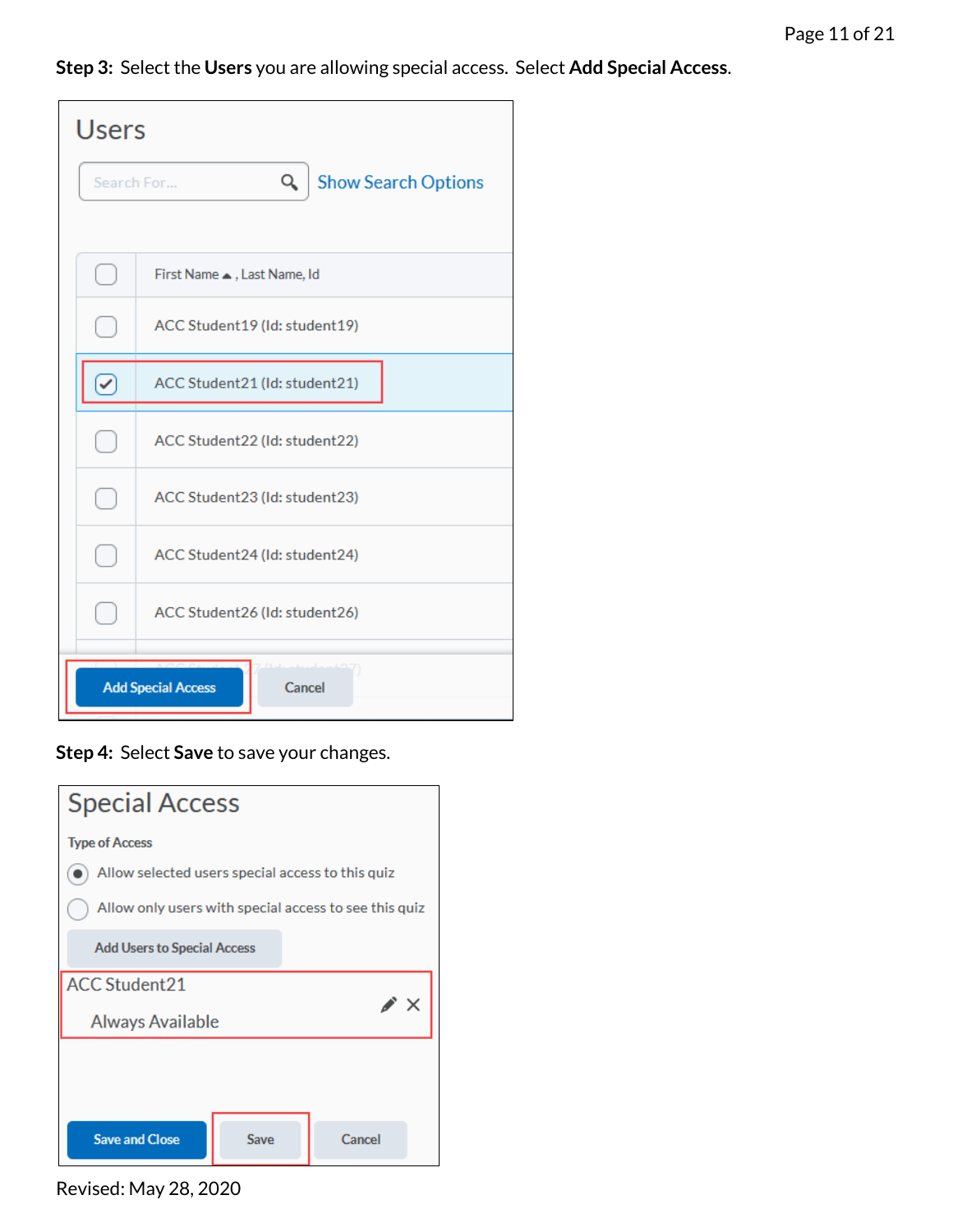**Step 3:** Select the **Users** you are allowing special access. Select **Add Special Access**.

**Step 4:** Select **Save** to save your changes.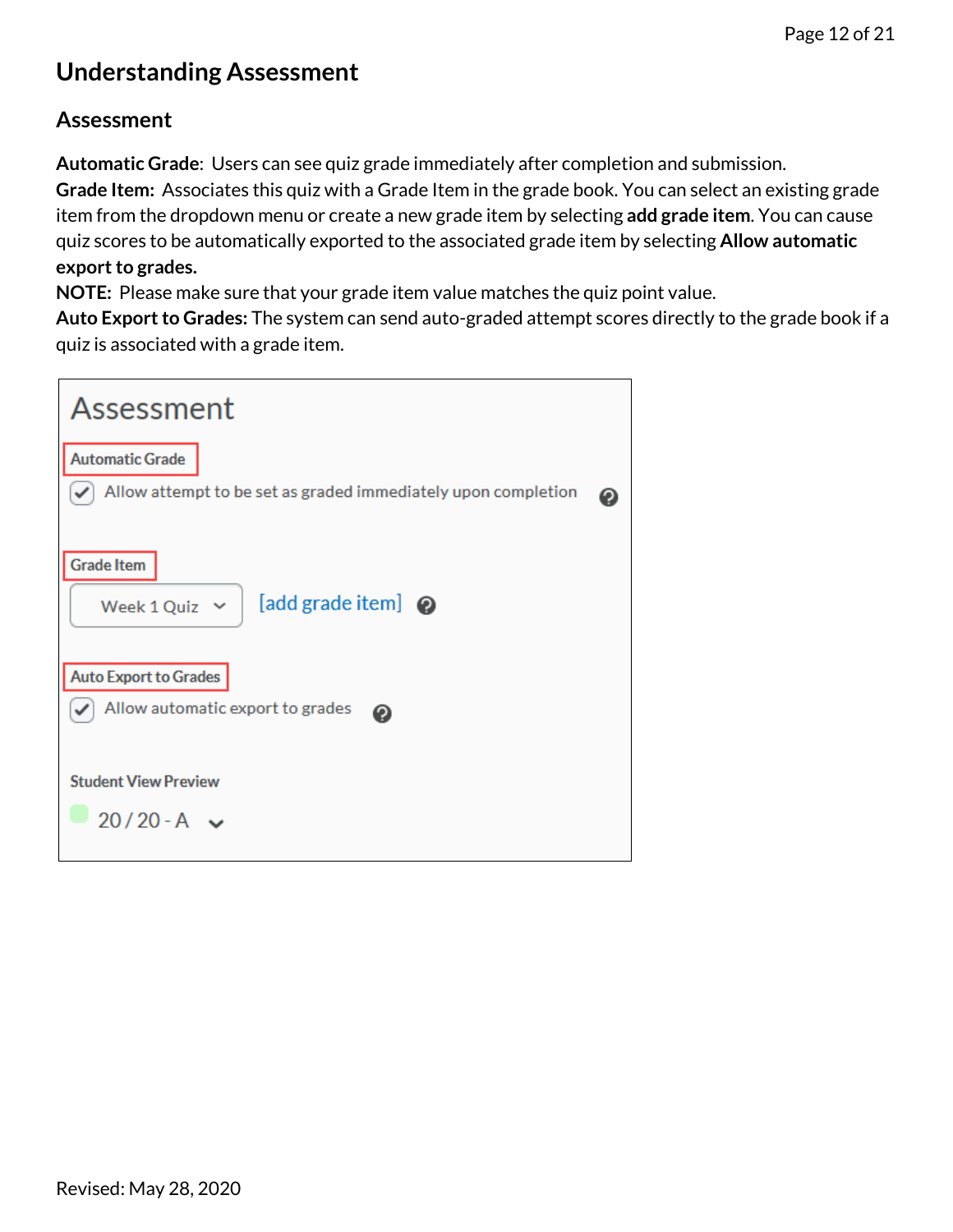# Understanding Assessment

## Assessment

**Automatic Grade**: Users can see quiz grade immediately after completion and submission.
**Grade Item:** Associates this quiz with a Grade Item in the grade book. You can select an existing grade item from the dropdown menu or create a new grade item by selecting **add grade item**. You can cause quiz scores to be automatically exported to the associated grade item by selecting **Allow automatic export to grades.**
**NOTE:** Please make sure that your grade item value matches the quiz point value.
**Auto Export to Grades:** The system can send auto-graded attempt scores directly to the grade book if a quiz is associated with a grade item.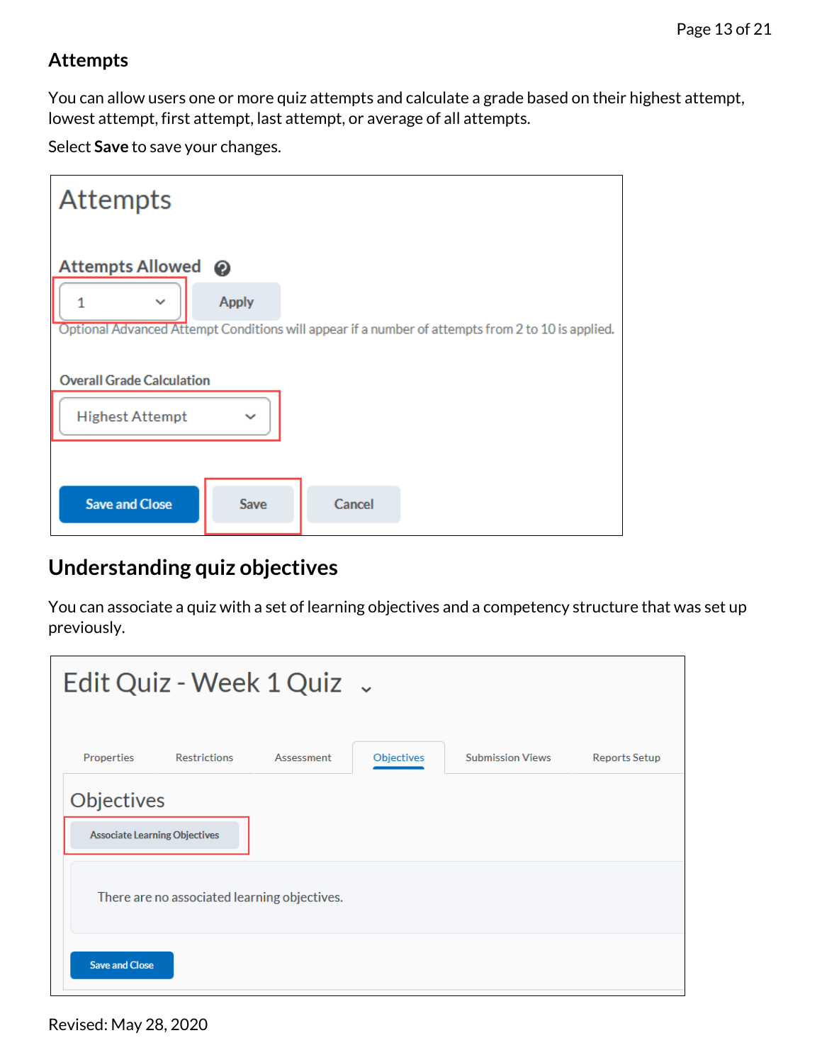## Attempts

You can allow users one or more quiz attempts and calculate a grade based on their highest attempt, lowest attempt, first attempt, last attempt, or average of all attempts.

Select **Save** to save your changes.

## Understanding quiz objectives

You can associate a quiz with a set of learning objectives and a competency structure that was set up previously.

Revised: May 28, 2020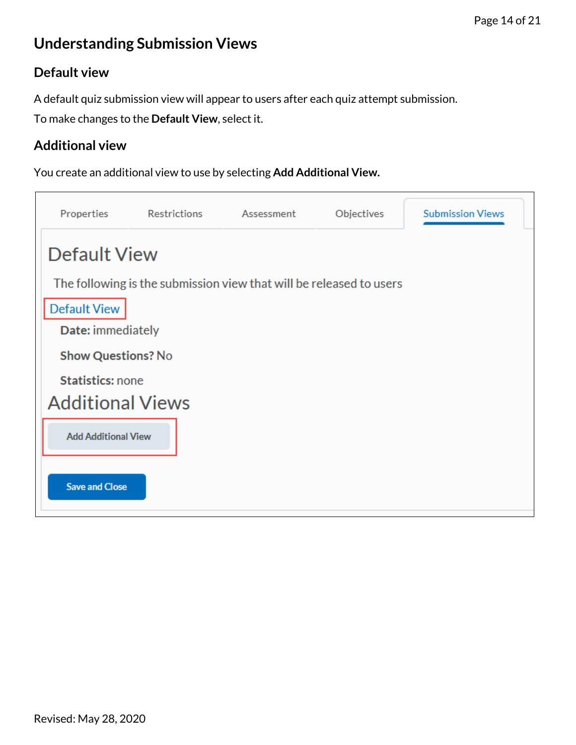## Understanding Submission Views

### Default view

A default quiz submission view will appear to users after each quiz attempt submission.

To make changes to the **Default View**, select it.

### Additional view

You create an additional view to use by selecting **Add Additional View.**

Properties | Restrictions | Assessment | Objectives | Submission Views

# Default View

The following is the submission view that will be released to users

Default View

**Date:** immediately

**Show Questions?** No

**Statistics:** none

# Additional Views

Add Additional View

Save and Close

Revised: May 28, 2020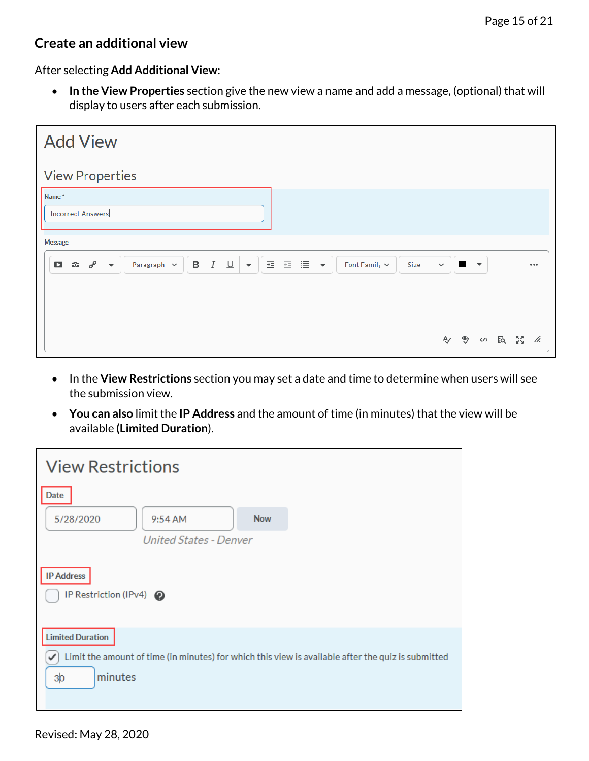## Create an additional view

After selecting **Add Additional View**:

- **In the View Properties** section give the new view a name and add a message, (optional) that will display to users after each submission.

Add View

View Properties

Name *

Incorrect Answers

Message

- In the **View Restrictions** section you may set a date and time to determine when users will see the submission view.
- **You can also** limit the **IP Address** and the amount of time (in minutes) that the view will be available **(Limited Duration)**.

View Restrictions

Date

5/28/2020 9:54 AM Now

United States - Denver

IP Address

IP Restriction (IPv4)

Limited Duration

Limit the amount of time (in minutes) for which this view is available after the quiz is submitted

30 minutes

Revised: May 28, 2020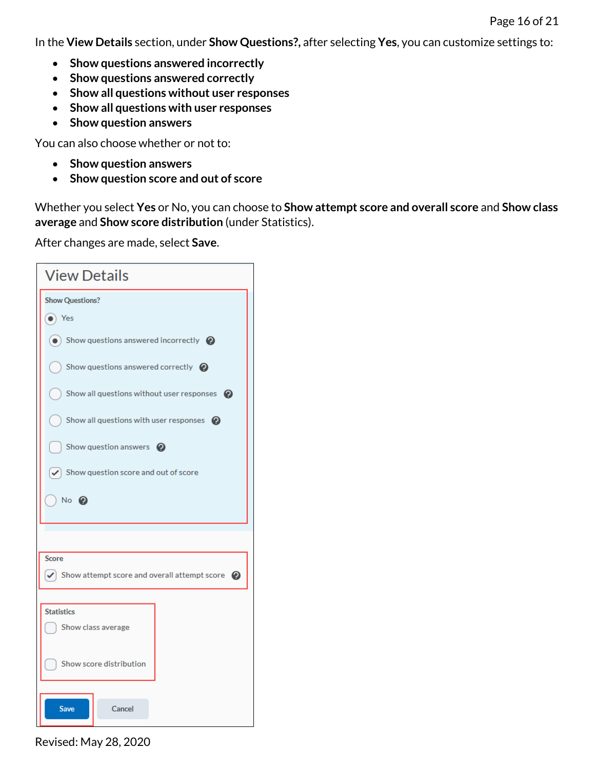In the **View Details** section, under **Show Questions?**, after selecting **Yes**, you can customize settings to:

- **Show questions answered incorrectly**
- **Show questions answered correctly**
- **Show all questions without user responses**
- **Show all questions with user responses**
- **Show question answers**

You can also choose whether or not to:

- **Show question answers**
- **Show question score and out of score**

Whether you select **Yes** or No, you can choose to **Show attempt score and overall score** and **Show class average** and **Show score distribution** (under Statistics).

After changes are made, select **Save**.

View Details

Show Questions?

- (•) Yes
  - (•) Show questions answered incorrectly
  - ( ) Show questions answered correctly
  - ( ) Show all questions without user responses
  - ( ) Show all questions with user responses
  - [ ] Show question answers
  - [x] Show question score and out of score
- ( ) No

Score

- [x] Show attempt score and overall attempt score

Statistics

- [ ] Show class average
- [ ] Show score distribution

Save | Cancel

Revised: May 28, 2020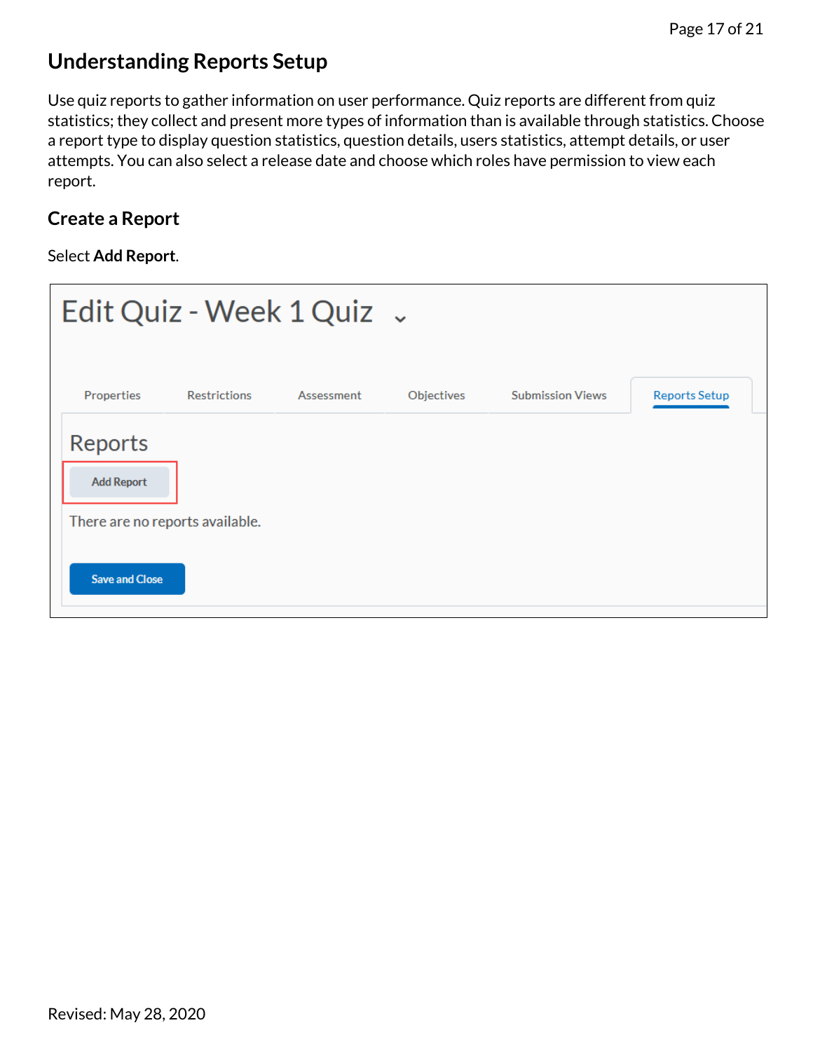# Understanding Reports Setup

Use quiz reports to gather information on user performance. Quiz reports are different from quiz statistics; they collect and present more types of information than is available through statistics. Choose a report type to display question statistics, question details, users statistics, attempt details, or user attempts. You can also select a release date and choose which roles have permission to view each report.

## Create a Report

Select **Add Report**.

Revised: May 28, 2020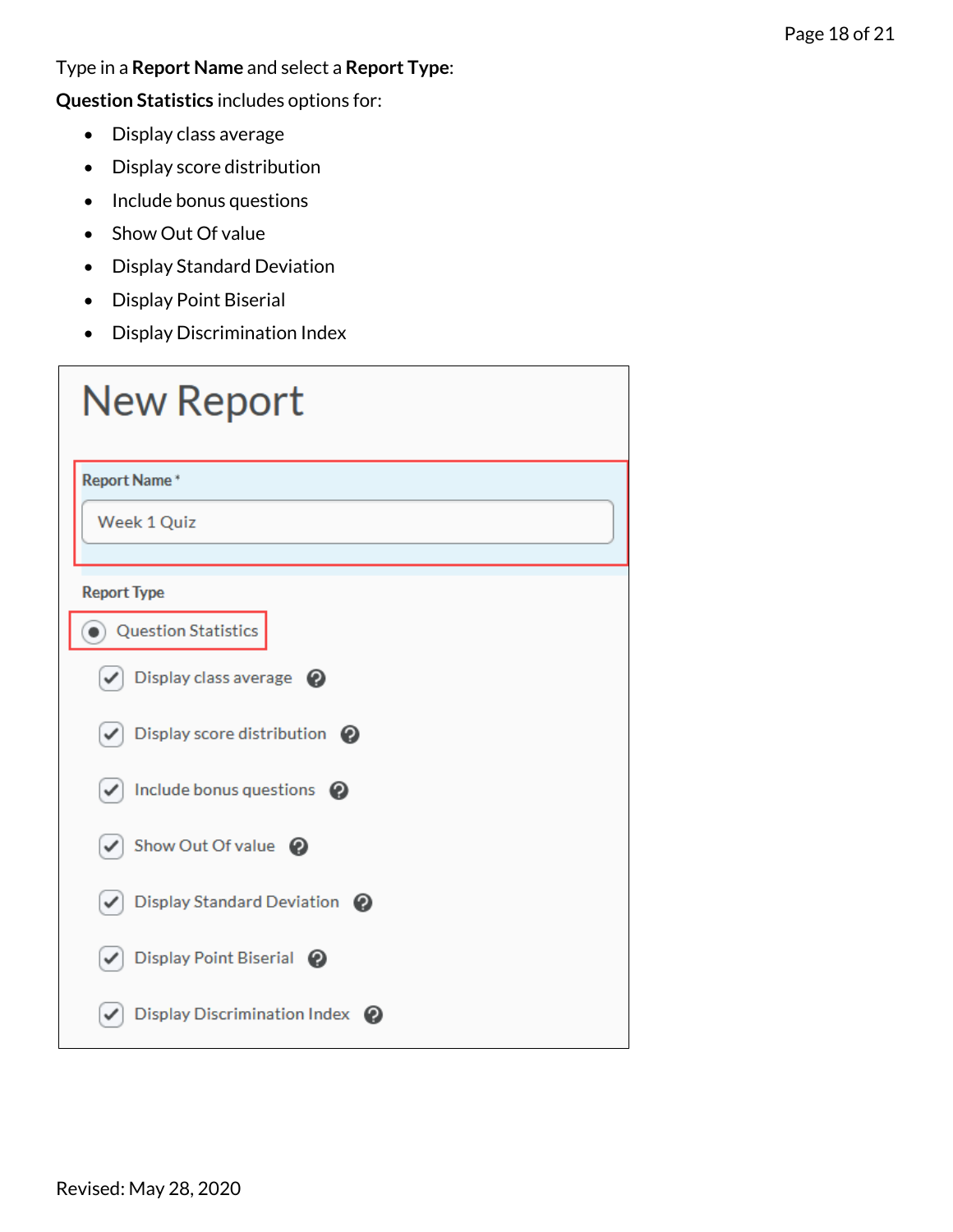Type in a **Report Name** and select a **Report Type**:

**Question Statistics** includes options for:

- Display class average
- Display score distribution
- Include bonus questions
- Show Out Of value
- Display Standard Deviation
- Display Point Biserial
- Display Discrimination Index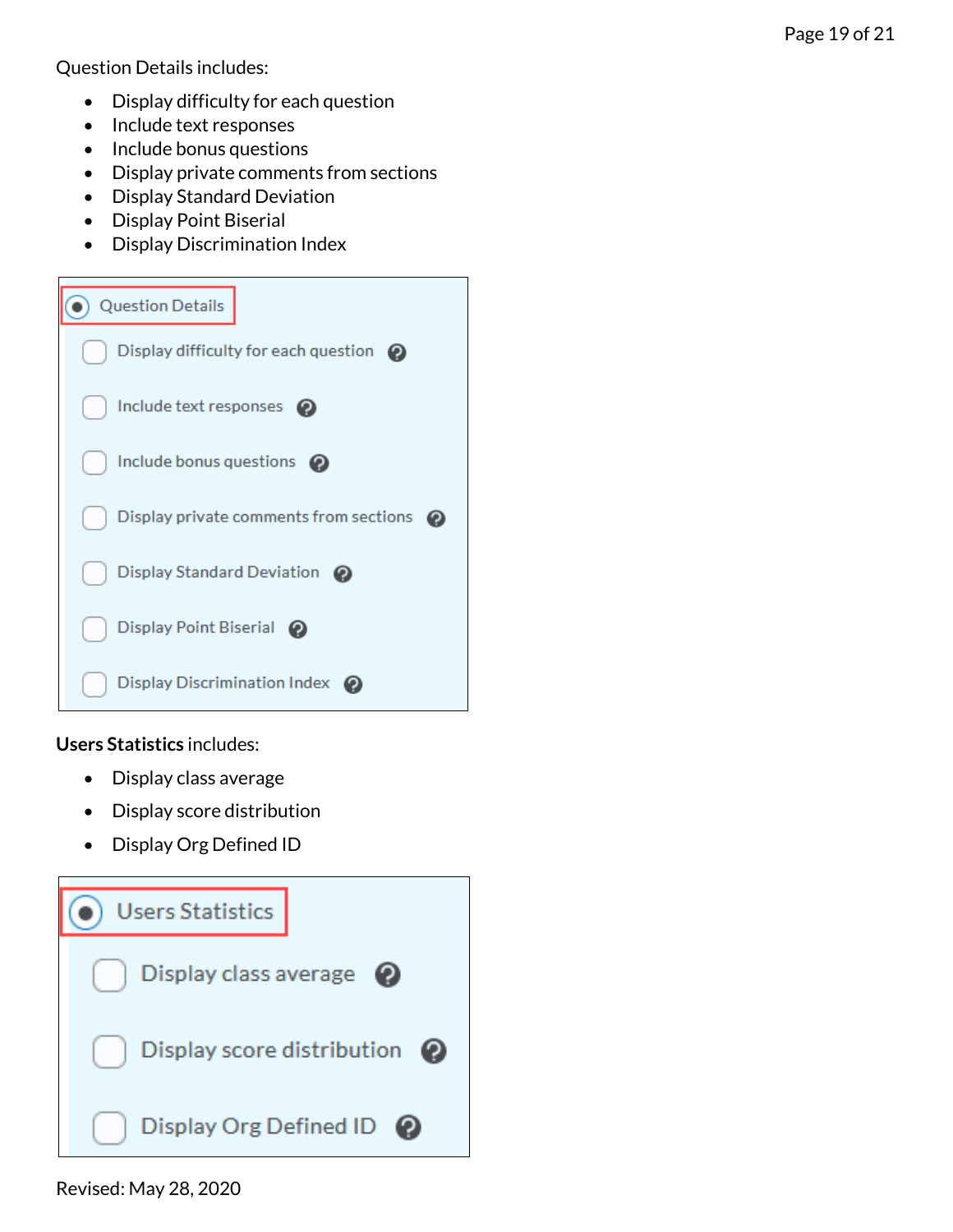Question Details includes:

- Display difficulty for each question
- Include text responses
- Include bonus questions
- Display private comments from sections
- Display Standard Deviation
- Display Point Biserial
- Display Discrimination Index

**Users Statistics** includes:

- Display class average
- Display score distribution
- Display Org Defined ID

Revised: May 28, 2020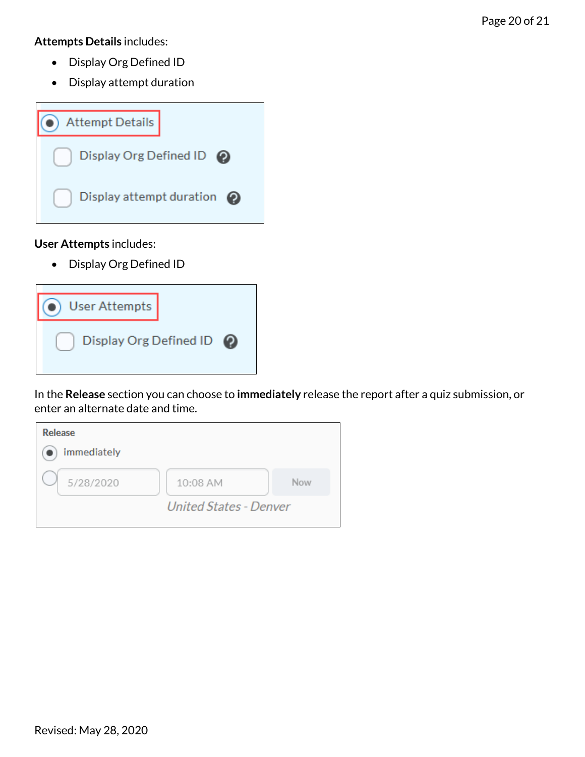**Attempts Details** includes:

- Display Org Defined ID
- Display attempt duration

Attempt Details

Display Org Defined ID

Display attempt duration

**User Attempts** includes:

- Display Org Defined ID

User Attempts

Display Org Defined ID

In the **Release** section you can choose to **immediately** release the report after a quiz submission, or enter an alternate date and time.

Release

immediately

5/28/2020 10:08 AM Now

*United States - Denver*

Revised: May 28, 2020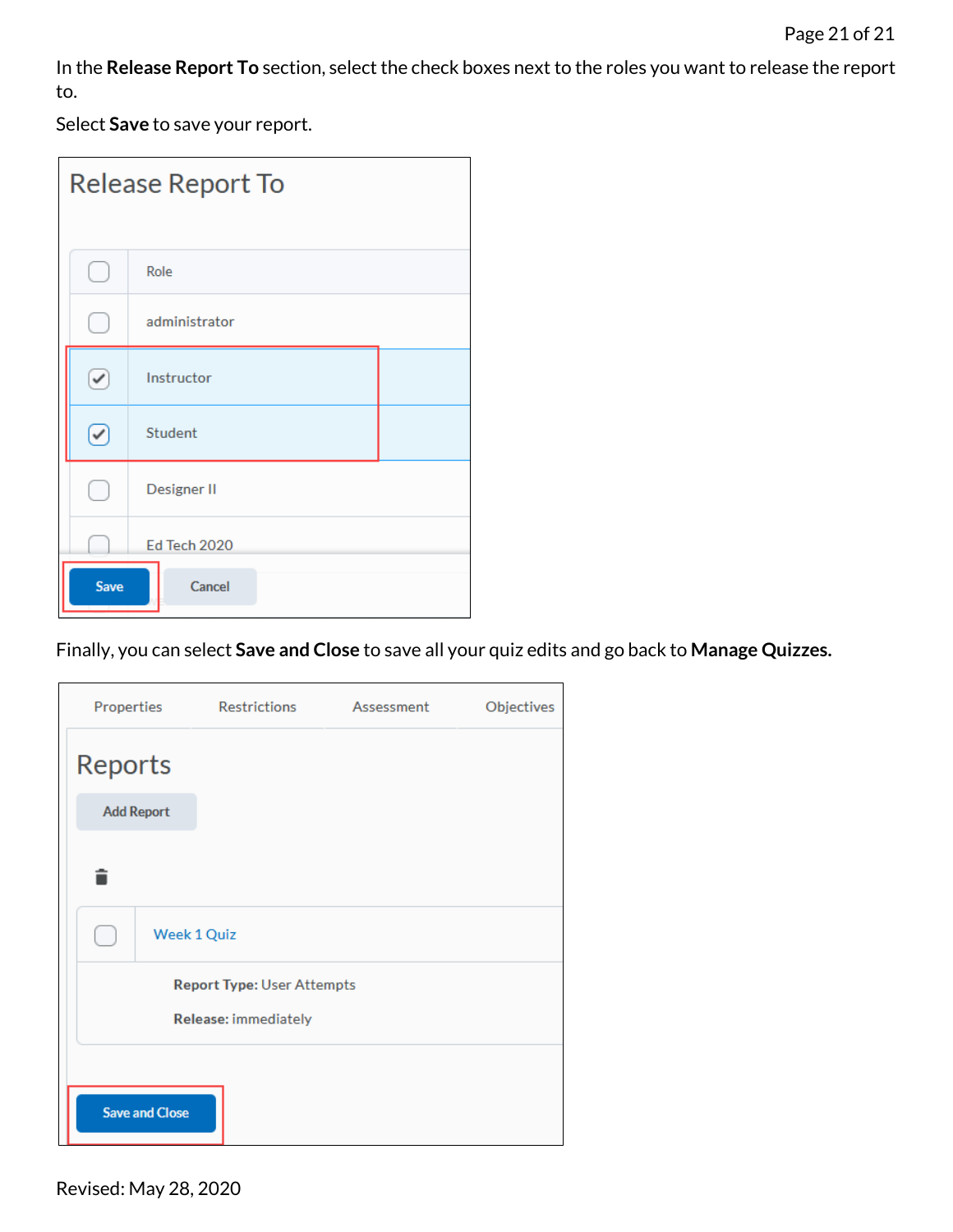In the **Release Report To** section, select the check boxes next to the roles you want to release the report to.

Select **Save** to save your report.

Finally, you can select **Save and Close** to save all your quiz edits and go back to **Manage Quizzes.**

Revised: May 28, 2020